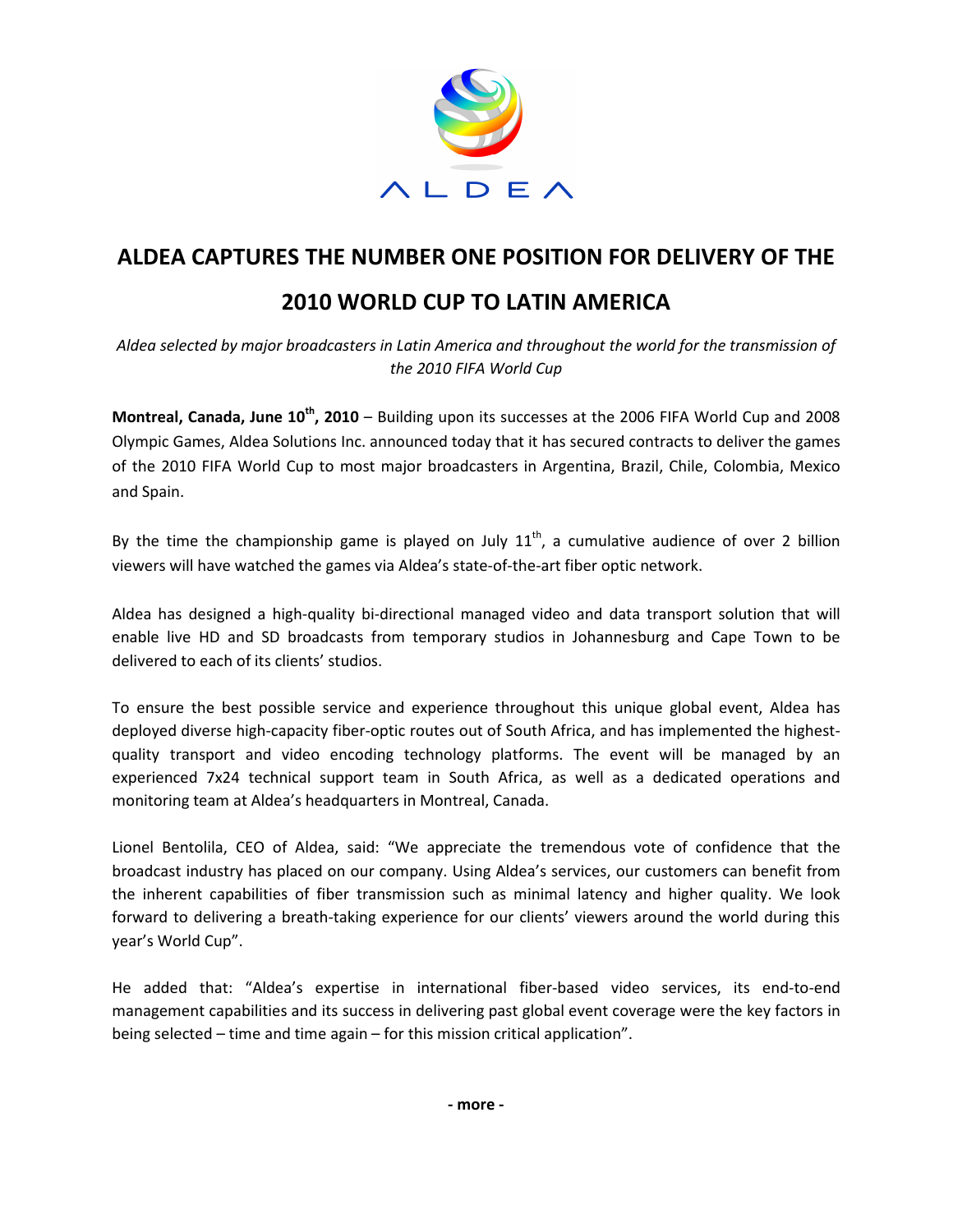ALDEA

# ALDEA CAPTURES THE NUMBER ONE POSITION FOR DELIVERY OF THE 2010 WORLD CUP TO LATIN AMERICA

*Aldea selected by major broadcasters in Latin America and throughout the world for the transmission of the 2010 FIFA World Cup*

**Montreal, Canada, June 10th, 2010** – Building upon its successes at the 2006 FIFA World Cup and 2008 Olympic Games, Aldea Solutions Inc. announced today that it has secured contracts to deliver the games of the 2010 FIFA World Cup to most major broadcasters in Argentina, Brazil, Chile, Colombia, Mexico and Spain.

By the time the championship game is played on July 11th, a cumulative audience of over 2 billion viewers will have watched the games via Aldea's state-of-the-art fiber optic network.

Aldea has designed a high-quality bi-directional managed video and data transport solution that will enable live HD and SD broadcasts from temporary studios in Johannesburg and Cape Town to be delivered to each of its clients' studios.

To ensure the best possible service and experience throughout this unique global event, Aldea has deployed diverse high-capacity fiber-optic routes out of South Africa, and has implemented the highest-quality transport and video encoding technology platforms. The event will be managed by an experienced 7x24 technical support team in South Africa, as well as a dedicated operations and monitoring team at Aldea's headquarters in Montreal, Canada.

Lionel Bentolila, CEO of Aldea, said: "We appreciate the tremendous vote of confidence that the broadcast industry has placed on our company. Using Aldea's services, our customers can benefit from the inherent capabilities of fiber transmission such as minimal latency and higher quality. We look forward to delivering a breath-taking experience for our clients' viewers around the world during this year's World Cup".

He added that: "Aldea's expertise in international fiber-based video services, its end-to-end management capabilities and its success in delivering past global event coverage were the key factors in being selected – time and time again – for this mission critical application".

**- more -**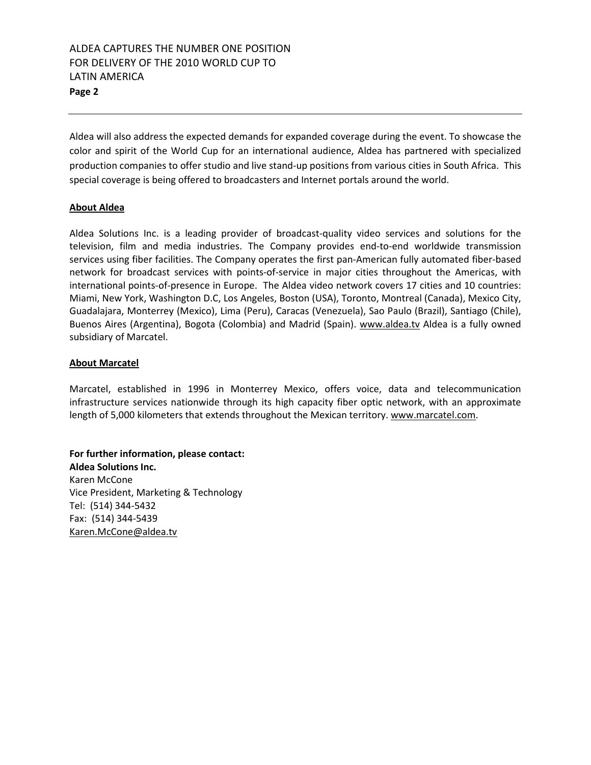Aldea will also address the expected demands for expanded coverage during the event. To showcase the color and spirit of the World Cup for an international audience, Aldea has partnered with specialized production companies to offer studio and live stand-up positions from various cities in South Africa. This special coverage is being offered to broadcasters and Internet portals around the world.

**About Aldea**

Aldea Solutions Inc. is a leading provider of broadcast-quality video services and solutions for the television, film and media industries. The Company provides end-to-end worldwide transmission services using fiber facilities. The Company operates the first pan-American fully automated fiber-based network for broadcast services with points-of-service in major cities throughout the Americas, with international points-of-presence in Europe. The Aldea video network covers 17 cities and 10 countries: Miami, New York, Washington D.C, Los Angeles, Boston (USA), Toronto, Montreal (Canada), Mexico City, Guadalajara, Monterrey (Mexico), Lima (Peru), Caracas (Venezuela), Sao Paulo (Brazil), Santiago (Chile), Buenos Aires (Argentina), Bogota (Colombia) and Madrid (Spain). www.aldea.tv Aldea is a fully owned subsidiary of Marcatel.

**About Marcatel**

Marcatel, established in 1996 in Monterrey Mexico, offers voice, data and telecommunication infrastructure services nationwide through its high capacity fiber optic network, with an approximate length of 5,000 kilometers that extends throughout the Mexican territory. www.marcatel.com.

**For further information, please contact:**
**Aldea Solutions Inc.**
Karen McCone
Vice President, Marketing & Technology
Tel: (514) 344-5432
Fax: (514) 344-5439
Karen.McCone@aldea.tv